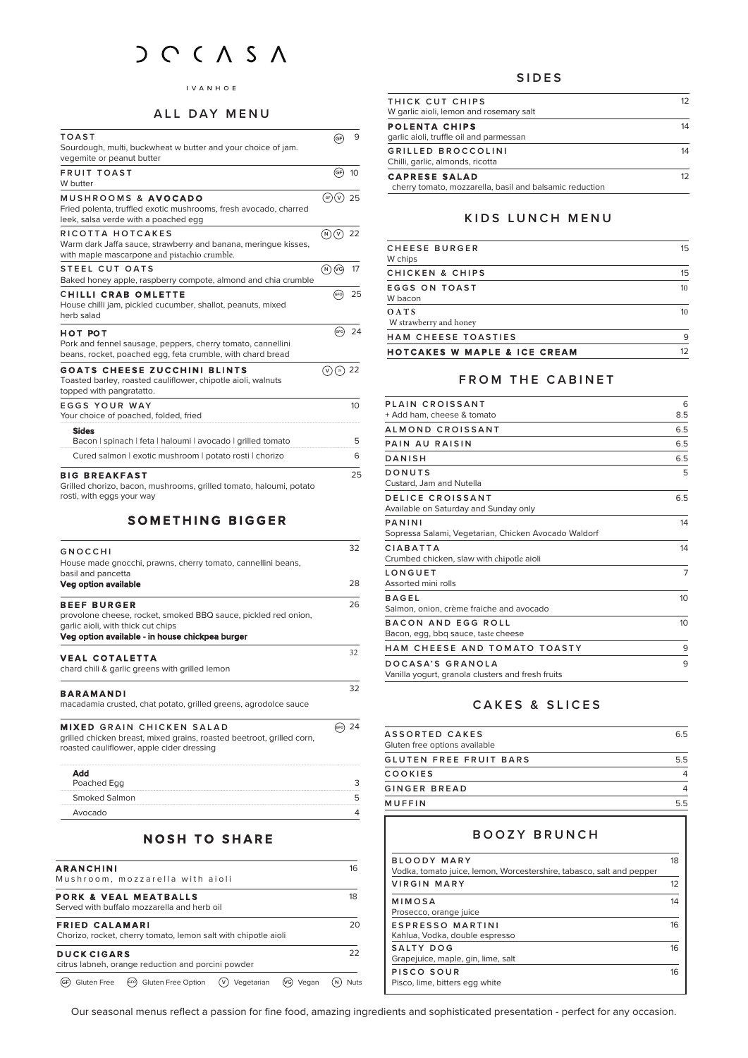# DOCASA

IVANHOE

## ALL DAY MENU

| Item | Dietary | Price |
|---|---|---|
| **TOAST**<br>Sourdough, multi, buckwheat w butter and your choice of jam. vegemite or peanut butter | GF | 9 |
| **FRUIT TOAST**<br>W butter | GF | 10 |
| **MUSHROOMS & AVOCADO**<br>Fried polenta, truffled exotic mushrooms, fresh avocado, charred leek, salsa verde with a poached egg | GF V | 25 |
| **RICOTTA HOTCAKES**<br>Warm dark Jaffa sauce, strawberry and banana, meringue kisses, with maple mascarpone and pistachio crumble. | N V | 22 |
| **STEEL CUT OATS**<br>Baked honey apple, raspberry compote, almond and chia crumble | N VG | 17 |
| **CHILLI CRAB OMLETTE**<br>House chilli jam, pickled cucumber, shallot, peanuts, mixed herb salad | GFO | 25 |
| **HOT POT**<br>Pork and fennel sausage, peppers, cherry tomato, cannellini beans, rocket, poached egg, feta crumble, with chard bread | GFO | 24 |
| **GOATS CHEESE ZUCCHINI BLINTS**<br>Toasted barley, roasted cauliflower, chipotle aioli, walnuts topped with pangratatto. | V N | 22 |
| **EGGS YOUR WAY**<br>Your choice of poached, folded, fried | | 10 |

**Sides**

| Item | Price |
|---|---|
| Bacon \| spinach \| feta \| haloumi \| avocado \| grilled tomato | 5 |
| Cured salmon \| exotic mushroom \| potato rosti \| chorizo | 6 |

| Item | Price |
|---|---|
| **BIG BREAKFAST**<br>Grilled chorizo, bacon, mushrooms, grilled tomato, haloumi, potato rosti, with eggs your way | 25 |

## SOMETHING BIGGER

| Item | Dietary | Price |
|---|---|---|
| **GNOCCHI**<br>House made gnocchi, prawns, cherry tomato, cannellini beans, basil and pancetta | | 32 |
| **Veg option available** | | 28 |
| **BEEF BURGER**<br>provolone cheese, rocket, smoked BBQ sauce, pickled red onion, garlic aioli, with thick cut chips<br>**Veg option available - in house chickpea burger** | | 26 |
| **VEAL COTALETTA**<br>chard chili & garlic greens with grilled lemon | | 32 |
| **BARAMANDI**<br>macadamia crusted, chat potato, grilled greens, agrodolce sauce | | 32 |
| **MIXED GRAIN CHICKEN SALAD**<br>grilled chicken breast, mixed grains, roasted beetroot, grilled corn, roasted cauliflower, apple cider dressing | GFO | 24 |

**Add**

| Item | Price |
|---|---|
| Poached Egg | 3 |
| Smoked Salmon | 5 |
| Avocado | 4 |

## NOSH TO SHARE

| Item | Price |
|---|---|
| **ARANCHINI**<br>Mushroom, mozzarella with aioli | 16 |
| **PORK & VEAL MEATBALLS**<br>Served with buffalo mozzarella and herb oil | 18 |
| **FRIED CALAMARI**<br>Chorizo, rocket, cherry tomato, lemon salt with chipotle aioli | 20 |
| **DUCK CIGARS**<br>citrus labneh, orange reduction and porcini powder | 22 |

GF Gluten Free | GFO Gluten Free Option | V Vegetarian | VG Vegan | N Nuts

## SIDES

| Item | Price |
|---|---|
| **THICK CUT CHIPS**<br>W garlic aioli, lemon and rosemary salt | 12 |
| **POLENTA CHIPS**<br>garlic aioli, truffle oil and parmessan | 14 |
| **GRILLED BROCCOLINI**<br>Chilli, garlic, almonds, ricotta | 14 |
| **CAPRESE SALAD**<br>cherry tomato, mozzarella, basil and balsamic reduction | 12 |

## KIDS LUNCH MENU

| Item | Price |
|---|---|
| **CHEESE BURGER**<br>W chips | 15 |
| **CHICKEN & CHIPS** | 15 |
| **EGGS ON TOAST**<br>W bacon | 10 |
| **OATS**<br>W strawberry and honey | 10 |
| **HAM CHEESE TOASTIES** | 9 |
| **HOTCAKES W MAPLE & ICE CREAM** | 12 |

## FROM THE CABINET

| Item | Price |
|---|---|
| **PLAIN CROISSANT** | 6 |
| + Add ham, cheese & tomato | 8.5 |
| **ALMOND CROISSANT** | 6.5 |
| **PAIN AU RAISIN** | 6.5 |
| **DANISH** | 6.5 |
| **DONUTS**<br>Custard, Jam and Nutella | 5 |
| **DELICE CROISSANT**<br>Available on Saturday and Sunday only | 6.5 |
| **PANINI**<br>Sopressa Salami, Vegetarian, Chicken Avocado Waldorf | 14 |
| **CIABATTA**<br>Crumbed chicken, slaw with chipotle aioli | 14 |
| **LONGUET**<br>Assorted mini rolls | 7 |
| **BAGEL**<br>Salmon, onion, crème fraiche and avocado | 10 |
| **BACON AND EGG ROLL**<br>Bacon, egg, bbq sauce, taste cheese | 10 |
| **HAM CHEESE AND TOMATO TOASTY** | 9 |
| **DOCASA'S GRANOLA**<br>Vanilla yogurt, granola clusters and fresh fruits | 9 |

## CAKES & SLICES

| Item | Price |
|---|---|
| **ASSORTED CAKES**<br>Gluten free options available | 6.5 |
| **GLUTEN FREE FRUIT BARS** | 5.5 |
| **COOKIES** | 4 |
| **GINGER BREAD** | 4 |
| **MUFFIN** | 5.5 |

## BOOZY BRUNCH

| Item | Price |
|---|---|
| **BLOODY MARY**<br>Vodka, tomato juice, lemon, Worcestershire, tabasco, salt and pepper | 18 |
| **VIRGIN MARY** | 12 |
| **MIMOSA**<br>Prosecco, orange juice | 14 |
| **ESPRESSO MARTINI**<br>Kahlua, Vodka, double espresso | 16 |
| **SALTY DOG**<br>Grapejuice, maple, gin, lime, salt | 16 |
| **PISCO SOUR**<br>Pisco, lime, bitters egg white | 16 |

Our seasonal menus reflect a passion for fine food, amazing ingredients and sophisticated presentation - perfect for any occasion.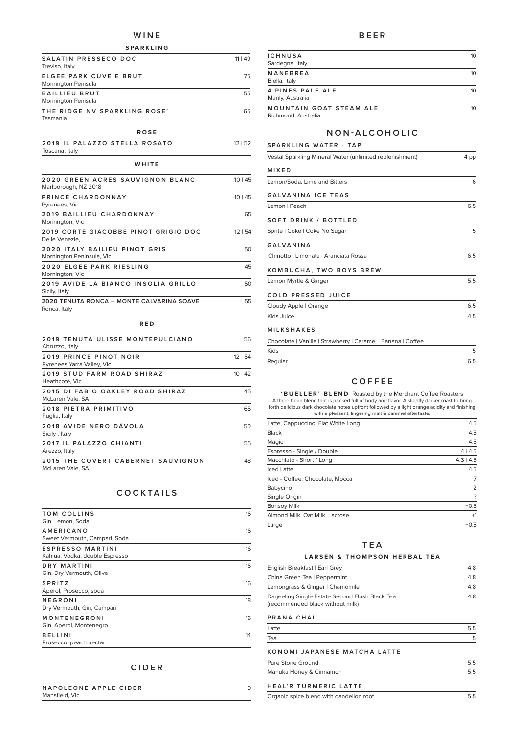# WINE

## SPARKLING

| | |
|---|---|
| **SALATIN PRESSECO DOC**<br>Treviso, Italy | 11 \| 49 |
| **ELGEE PARK CUVE'E BRUT**<br>Mornington Penisula | 75 |
| **BAILLIEU BRUT**<br>Mornington Penisula | 55 |
| **THE RIDGE NV SPARKLING ROSE'**<br>Tasmania | 65 |

## ROSE

| | |
|---|---|
| **2019 IL PALAZZO STELLA ROSATO**<br>Toscana, Italy | 12 \| 52 |

## WHITE

| | |
|---|---|
| **2020 GREEN ACRES SAUVIGNON BLANC**<br>Marlborough, NZ 2018 | 10 \| 45 |
| **PRINCE CHARDONNAY**<br>Pyrenees, Vic | 10 \| 45 |
| **2019 BAILLIEU CHARDONNAY**<br>Mornington, Vic | 65 |
| **2019 CORTE GIACOBBE PINOT GRIGIO DOC**<br>Delle Venezie, | 12 \| 54 |
| **2020 ITALY BAILIEU PINOT GRIS**<br>Mornington Peninsula, Vic | 50 |
| **2020 ELGEE PARK RIESLING**<br>Mornington, Vic | 45 |
| **2019 AVIDE LA BIANCO INSOLIA GRILLO**<br>Sicily, Italy | 50 |
| **2020 TENUTA RONCA – MONTE CALVARINA SOAVE**<br>Ronca, Italy | 55 |

## RED

| | |
|---|---|
| **2019 TENUTA ULISSE MONTEPULCIANO**<br>Abruzzo, Italy | 56 |
| **2019 PRINCE PINOT NOIR**<br>Pyrenees Yarra Valley, Vic | 12 \| 54 |
| **2019 STUD FARM ROAD SHIRAZ**<br>Heathcote, Vic | 10 \| 42 |
| **2015 DI FABIO OAKLEY ROAD SHIRAZ**<br>McLaren Vale, SA | 45 |
| **2018 PIETRA PRIMITIVO**<br>Puglia, Italy | 65 |
| **2018 AVIDE NERO DÁVOLA**<br>Sicily , Italy | 50 |
| **2017 IL PALAZZO CHIANTI**<br>Arezzo, Italy | 55 |
| **2015 THE COVERT CABERNET SAUVIGNON**<br>McLaren Vale, SA | 48 |

# COCKTAILS

| | |
|---|---|
| **TOM COLLINS**<br>Gin, Lemon, Soda | 16 |
| **AMERICANO**<br>Sweet Vermouth, Campari, Soda | 16 |
| **ESPRESSO MARTINI**<br>Kahlua, Vodka, double Espresso | 16 |
| **DRY MARTINI**<br>Gin, Dry Vermouth, Olive | 16 |
| **SPRITZ**<br>Aperol, Prosecco, soda | 16 |
| **NEGRONI**<br>Dry Vermouth, Gin, Campari | 18 |
| **MONTENEGRONI**<br>Gin, Aperol, Montenegro | 16 |
| **BELLINI**<br>Prosecco, peach nectar | 14 |

# CIDER

| | |
|---|---|
| **NAPOLEONE APPLE CIDER**<br>Mansfield, Vic | 9 |

# BEER

| | |
|---|---|
| **ICHNUSA**<br>Sardegna, Italy | 10 |
| **MANEBREA**<br>Biella, Italy | 10 |
| **4 PINES PALE ALE**<br>Manly, Australia | 10 |
| **MOUNTAIN GOAT STEAM ALE**<br>Richmond, Australia | 10 |

# NON-ALCOHOLIC

**SPARKLING WATER - TAP**

| | |
|---|---|
| Vestal Sparkling Mineral Water (unlimited replenishment) | 4 pp |

**MIXED**

| | |
|---|---|
| Lemon/Soda, Lime and Bitters | 6 |

**GALVANINA ICE TEAS**

| | |
|---|---|
| Lemon \| Peach | 6.5 |

**SOFT DRINK / BOTTLED**

| | |
|---|---|
| Sprite \| Coke \| Coke No Sugar | 5 |

**GALVANINA**

| | |
|---|---|
| Chinotto \| Limonata \| Aranciata Rossa | 6.5 |

**KOMBUCHA, TWO BOYS BREW**

| | |
|---|---|
| Lemon Myrtle & Ginger | 5.5 |

**COLD PRESSED JUICE**

| | |
|---|---|
| Cloudy Apple \| Orange | 6.5 |
| Kids Juice | 4.5 |

**MILKSHAKES**

Chocolate | Vanilla | Strawberry | Caramel | Banana | Coffee

| | |
|---|---|
| Kids | 5 |
| Regular | 6.5 |

# COFFEE

**'BUELLER' BLEND** Roasted by the Merchant Coffee Roasters
A three-bean blend that is packed full of body and flavor. A slightly darker roast to bring forth delicious dark chocolate notes upfront followed by a light orange acidity and finishing with a pleasant, lingering malt & caramel aftertaste.

| | |
|---|---|
| Latte, Cappuccino, Flat White Long | 4.5 |
| Black | 4.5 |
| Magic | 4.5 |
| Espresso - Single / Double | 4 \| 4.5 |
| Macchiato - Short / Long | 4.3 \| 4.5 |
| Iced Latte | 4.5 |
| Iced - Coffee, Chocolate, Mocca | 7 |
| Babycino | 2 |
| Single Origin | ? |
| Bonsoy Milk | +0.5 |
| Almond Milk, Oat Milk, Lactose | +1 |
| Large | +0.5 |

# TEA

## LARSEN & THOMPSON HERBAL TEA

| | |
|---|---|
| English Breakfast \| Earl Grey | 4.8 |
| China Green Tea \| Peppermint | 4.8 |
| Lemongrass & Ginger \| Chamomile | 4.8 |
| Darjeeling Single Estate Second Flush Black Tea<br>(recommended black without milk) | 4.8 |

**PRANA CHAI**

| | |
|---|---|
| Latte | 5.5 |
| Tea | 5 |

**KONOMI JAPANESE MATCHA LATTE**

| | |
|---|---|
| Pure Stone Ground | 5.5 |
| Manuka Honey & Cinnamon | 5.5 |

**HEAL'R TURMERIC LATTE**

| | |
|---|---|
| Organic spice blend with dandelion root | 5.5 |